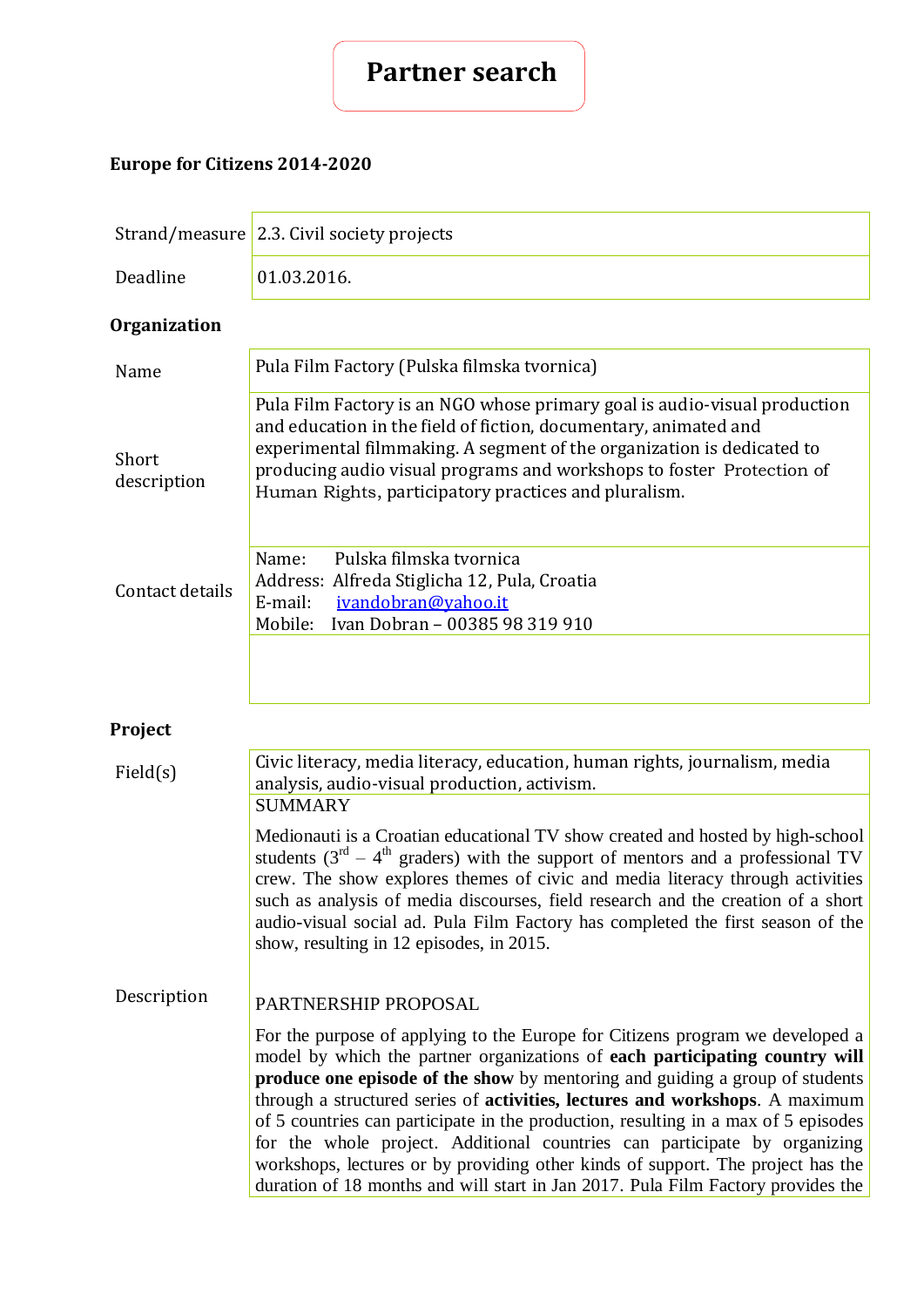# Partner search

**Europe for Citizens 2014-2020**

| | |
|---|---|
| Strand/measure | 2.3. Civil society projects |
| Deadline | 01.03.2016. |

**Organization**

| | |
|---|---|
| Name | Pula Film Factory (Pulska filmska tvornica) |
| Short description | Pula Film Factory is an NGO whose primary goal is audio-visual production and education in the field of fiction, documentary, animated and experimental filmmaking. A segment of the organization is dedicated to producing audio visual programs and workshops to foster Protection of Human Rights, participatory practices and pluralism. |
| Contact details | Name: Pulska filmska tvornica<br>Address: Alfreda Stiglicha 12, Pula, Croatia<br>E-mail: ivandobran@yahoo.it<br>Mobile: Ivan Dobran – 00385 98 319 910 |

**Project**

| | |
|---|---|
| Field(s) | Civic literacy, media literacy, education, human rights, journalism, media analysis, audio-visual production, activism. |
| Description | SUMMARY<br><br>Medionauti is a Croatian educational TV show created and hosted by high-school students (3rd – 4th graders) with the support of mentors and a professional TV crew. The show explores themes of civic and media literacy through activities such as analysis of media discourses, field research and the creation of a short audio-visual social ad. Pula Film Factory has completed the first season of the show, resulting in 12 episodes, in 2015.<br><br>PARTNERSHIP PROPOSAL<br><br>For the purpose of applying to the Europe for Citizens program we developed a model by which the partner organizations of **each participating country will produce one episode of the show** by mentoring and guiding a group of students through a structured series of **activities, lectures and workshops**. A maximum of 5 countries can participate in the production, resulting in a max of 5 episodes for the whole project. Additional countries can participate by organizing workshops, lectures or by providing other kinds of support. The project has the duration of 18 months and will start in Jan 2017. Pula Film Factory provides the |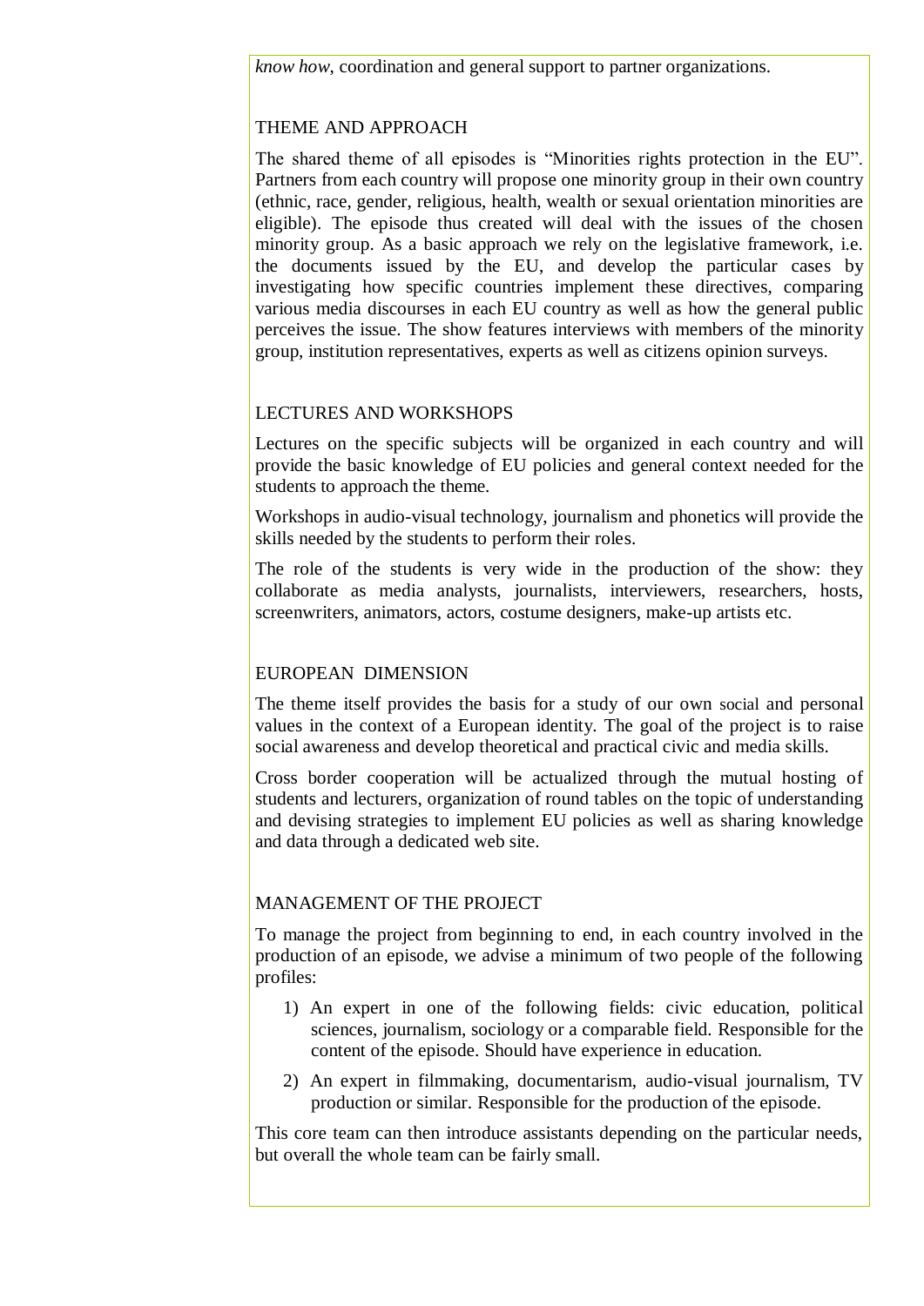*know how*, coordination and general support to partner organizations.

## THEME AND APPROACH

The shared theme of all episodes is “Minorities rights protection in the EU”. Partners from each country will propose one minority group in their own country (ethnic, race, gender, religious, health, wealth or sexual orientation minorities are eligible). The episode thus created will deal with the issues of the chosen minority group. As a basic approach we rely on the legislative framework, i.e. the documents issued by the EU, and develop the particular cases by investigating how specific countries implement these directives, comparing various media discourses in each EU country as well as how the general public perceives the issue. The show features interviews with members of the minority group, institution representatives, experts as well as citizens opinion surveys.

## LECTURES AND WORKSHOPS

Lectures on the specific subjects will be organized in each country and will provide the basic knowledge of EU policies and general context needed for the students to approach the theme.

Workshops in audio-visual technology, journalism and phonetics will provide the skills needed by the students to perform their roles.

The role of the students is very wide in the production of the show: they collaborate as media analysts, journalists, interviewers, researchers, hosts, screenwriters, animators, actors, costume designers, make-up artists etc.

## EUROPEAN DIMENSION

The theme itself provides the basis for a study of our own social and personal values in the context of a European identity. The goal of the project is to raise social awareness and develop theoretical and practical civic and media skills.

Cross border cooperation will be actualized through the mutual hosting of students and lecturers, organization of round tables on the topic of understanding and devising strategies to implement EU policies as well as sharing knowledge and data through a dedicated web site.

## MANAGEMENT OF THE PROJECT

To manage the project from beginning to end, in each country involved in the production of an episode, we advise a minimum of two people of the following profiles:

1) An expert in one of the following fields: civic education, political sciences, journalism, sociology or a comparable field. Responsible for the content of the episode. Should have experience in education.
2) An expert in filmmaking, documentarism, audio-visual journalism, TV production or similar. Responsible for the production of the episode.

This core team can then introduce assistants depending on the particular needs, but overall the whole team can be fairly small.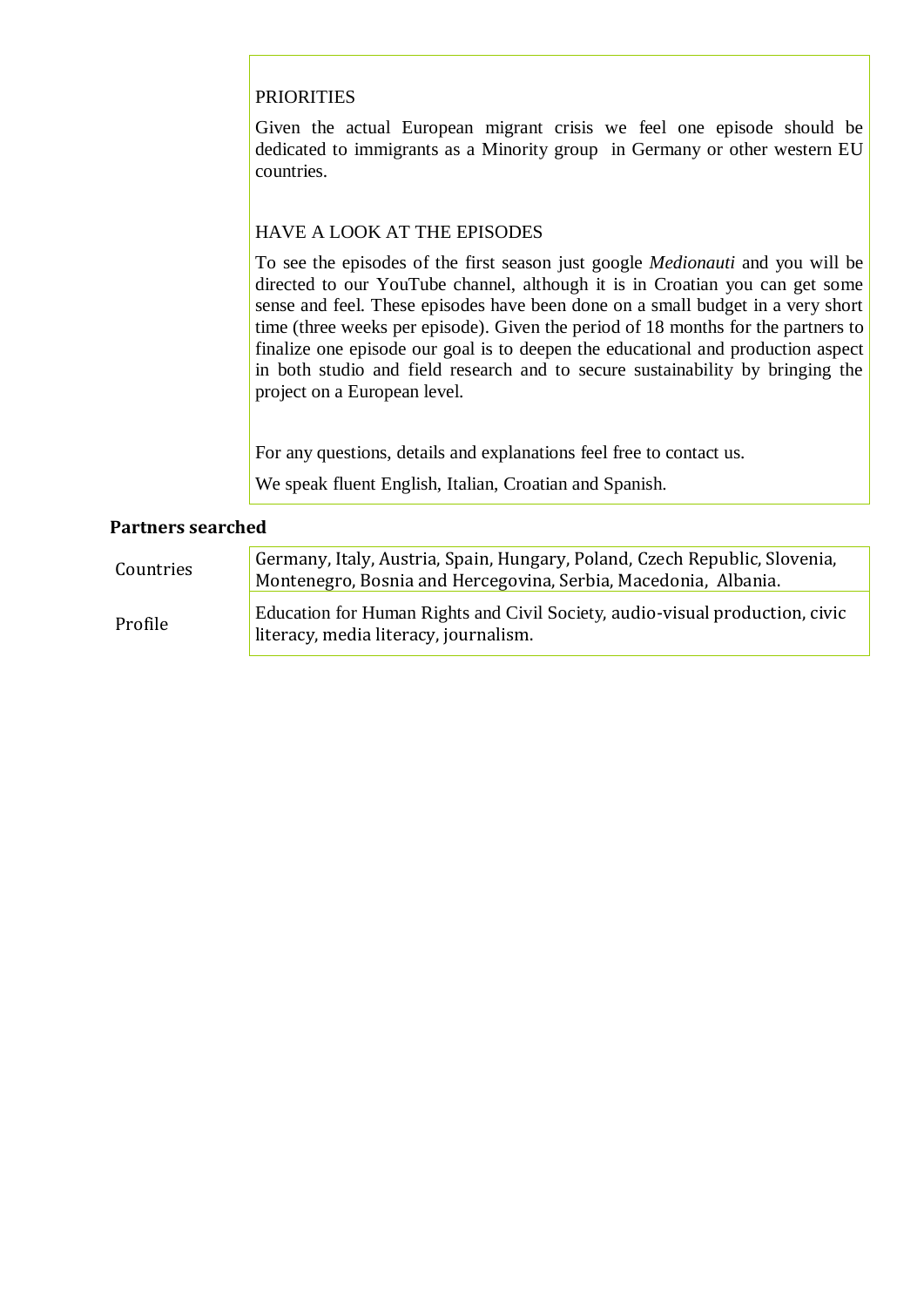PRIORITIES

Given the actual European migrant crisis we feel one episode should be dedicated to immigrants as a Minority group in Germany or other western EU countries.

HAVE A LOOK AT THE EPISODES

To see the episodes of the first season just google *Medionauti* and you will be directed to our YouTube channel, although it is in Croatian you can get some sense and feel. These episodes have been done on a small budget in a very short time (three weeks per episode). Given the period of 18 months for the partners to finalize one episode our goal is to deepen the educational and production aspect in both studio and field research and to secure sustainability by bringing the project on a European level.

For any questions, details and explanations feel free to contact us.

We speak fluent English, Italian, Croatian and Spanish.

**Partners searched**

| | |
|---|---|
| Countries | Germany, Italy, Austria, Spain, Hungary, Poland, Czech Republic, Slovenia, Montenegro, Bosnia and Hercegovina, Serbia, Macedonia, Albania. |
| Profile | Education for Human Rights and Civil Society, audio-visual production, civic literacy, media literacy, journalism. |